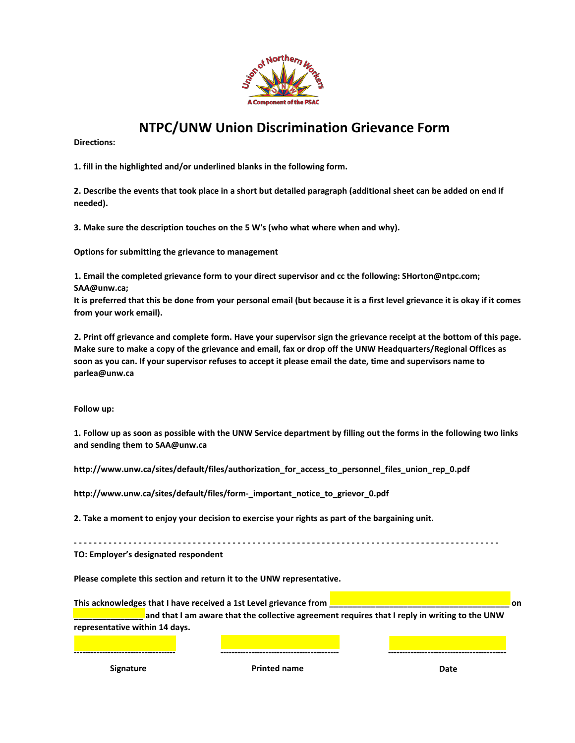# NTPC/UNW Union Discrimination Grievance Form

**Directions:**

**1. fill in the highlighted and/or underlined blanks in the following form.**

**2. Describe the events that took place in a short but detailed paragraph (additional sheet can be added on end if needed).**

**3. Make sure the description touches on the 5 W's (who what where when and why).**

**Options for submitting the grievance to management**

**1. Email the completed grievance form to your direct supervisor and cc the following: SHorton@ntpc.com; SAA@unw.ca;**
**It is preferred that this be done from your personal email (but because it is a first level grievance it is okay if it comes from your work email).**

**2. Print off grievance and complete form. Have your supervisor sign the grievance receipt at the bottom of this page. Make sure to make a copy of the grievance and email, fax or drop off the UNW Headquarters/Regional Offices as soon as you can. If your supervisor refuses to accept it please email the date, time and supervisors name to parlea@unw.ca**

**Follow up:**

**1. Follow up as soon as possible with the UNW Service department by filling out the forms in the following two links and sending them to SAA@unw.ca**

**http://www.unw.ca/sites/default/files/authorization_for_access_to_personnel_files_union_rep_0.pdf**

**http://www.unw.ca/sites/default/files/form-_important_notice_to_grievor_0.pdf**

**2. Take a moment to enjoy your decision to exercise your rights as part of the bargaining unit.**

- - - - - - - - - - - - - - - - - - - - - - - - - - - - - - - - - - - - - - - - - - - - - - - - - - - - - - - - - - - - - - - - - - - - - - - - - - - -

**TO: Employer's designated respondent**

**Please complete this section and return it to the UNW representative.**

**This acknowledges that I have received a 1st Level grievance from ________________________________________ on _______________ and that I am aware that the collective agreement requires that I reply in writing to the UNW representative within 14 days.**

| ----------------------------------- | ----------------------------------------- | ----------------------------------------- |
|---|---|---|
| **Signature** | **Printed name** | **Date** |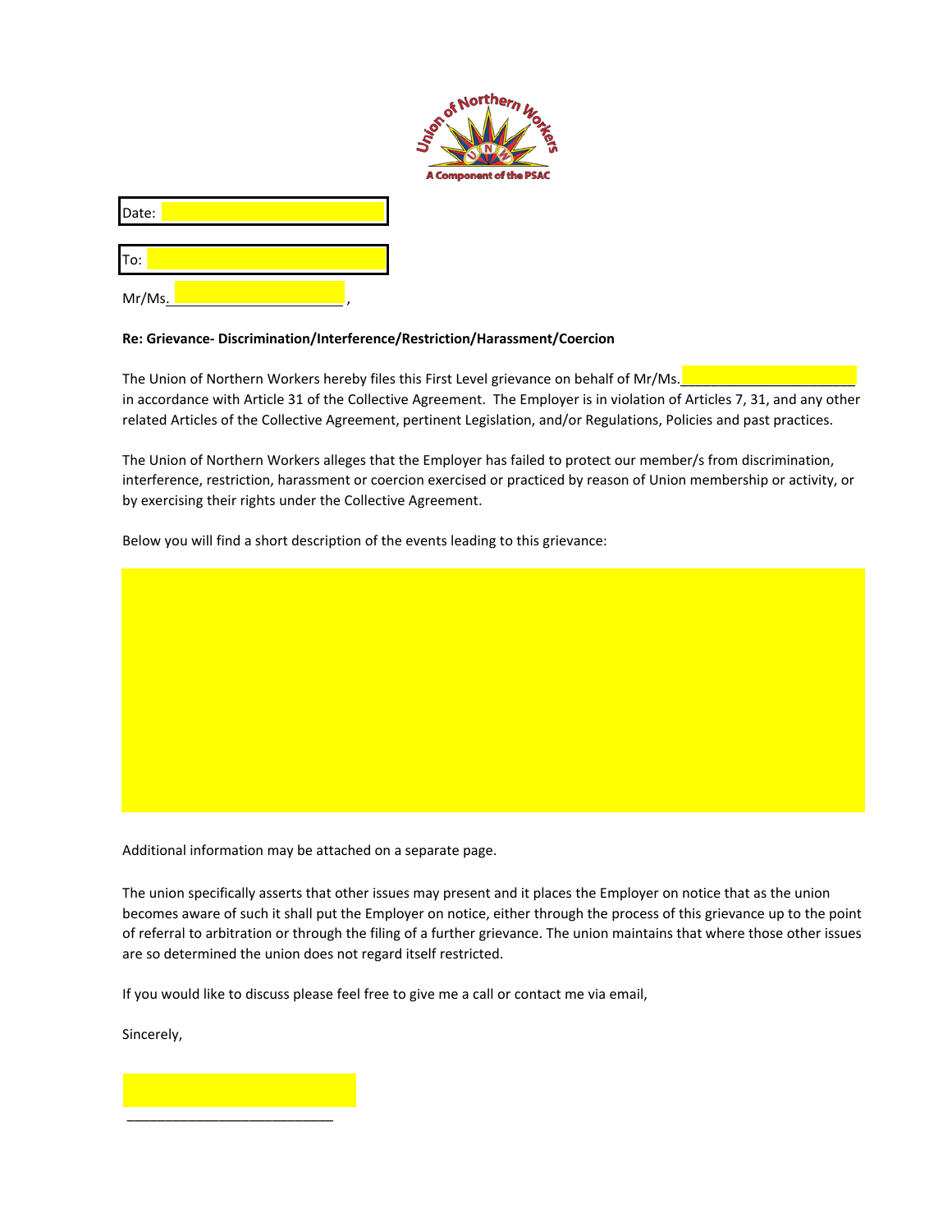Date: ____________________

To: ____________________

Mr/Ms.________________________ ,

**Re: Grievance- Discrimination/Interference/Restriction/Harassment/Coercion**

The Union of Northern Workers hereby files this First Level grievance on behalf of Mr/Ms.________________________ in accordance with Article 31 of the Collective Agreement. The Employer is in violation of Articles 7, 31, and any other related Articles of the Collective Agreement, pertinent Legislation, and/or Regulations, Policies and past practices.

The Union of Northern Workers alleges that the Employer has failed to protect our member/s from discrimination, interference, restriction, harassment or coercion exercised or practiced by reason of Union membership or activity, or by exercising their rights under the Collective Agreement.

Below you will find a short description of the events leading to this grievance:

Additional information may be attached on a separate page.

The union specifically asserts that other issues may present and it places the Employer on notice that as the union becomes aware of such it shall put the Employer on notice, either through the process of this grievance up to the point of referral to arbitration or through the filing of a further grievance. The union maintains that where those other issues are so determined the union does not regard itself restricted.

If you would like to discuss please feel free to give me a call or contact me via email,

Sincerely,

____________________________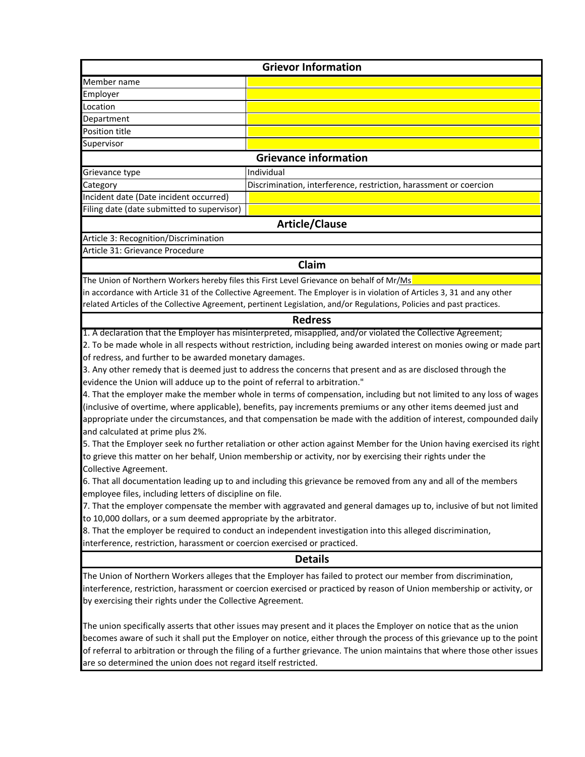| Grievor Information | |
|---|---|
| Member name | |
| Employer | |
| Location | |
| Department | |
| Position title | |
| Supervisor | |

| Grievance information | |
|---|---|
| Grievance type | Individual |
| Category | Discrimination, interference, restriction, harassment or coercion |
| Incident date (Date incident occurred) | |
| Filing date (date submitted to supervisor) | |

## Article/Clause

Article 3: Recognition/Discrimination

Article 31: Grievance Procedure

## Claim

The Union of Northern Workers hereby files this First Level Grievance on behalf of Mr/Ms
in accordance with Article 31 of the Collective Agreement. The Employer is in violation of Articles 3, 31 and any other related Articles of the Collective Agreement, pertinent Legislation, and/or Regulations, Policies and past practices.

## Redress

1. A declaration that the Employer has misinterpreted, misapplied, and/or violated the Collective Agreement;
2. To be made whole in all respects without restriction, including being awarded interest on monies owing or made part of redress, and further to be awarded monetary damages.
3. Any other remedy that is deemed just to address the concerns that present and as are disclosed through the evidence the Union will adduce up to the point of referral to arbitration."
4. That the employer make the member whole in terms of compensation, including but not limited to any loss of wages (inclusive of overtime, where applicable), benefits, pay increments premiums or any other items deemed just and appropriate under the circumstances, and that compensation be made with the addition of interest, compounded daily and calculated at prime plus 2%.
5. That the Employer seek no further retaliation or other action against Member for the Union having exercised its right to grieve this matter on her behalf, Union membership or activity, nor by exercising their rights under the Collective Agreement.
6. That all documentation leading up to and including this grievance be removed from any and all of the members employee files, including letters of discipline on file.
7. That the employer compensate the member with aggravated and general damages up to, inclusive of but not limited to 10,000 dollars, or a sum deemed appropriate by the arbitrator.
8. That the employer be required to conduct an independent investigation into this alleged discrimination, interference, restriction, harassment or coercion exercised or practiced.

## Details

The Union of Northern Workers alleges that the Employer has failed to protect our member from discrimination, interference, restriction, harassment or coercion exercised or practiced by reason of Union membership or activity, or by exercising their rights under the Collective Agreement.

The union specifically asserts that other issues may present and it places the Employer on notice that as the union becomes aware of such it shall put the Employer on notice, either through the process of this grievance up to the point of referral to arbitration or through the filing of a further grievance. The union maintains that where those other issues are so determined the union does not regard itself restricted.